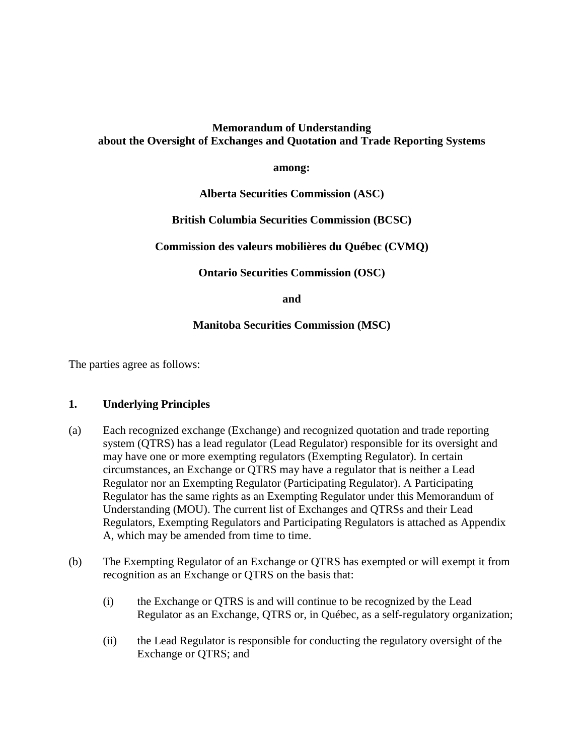**Memorandum of Understanding**
**about the Oversight of Exchanges and Quotation and Trade Reporting Systems**

**among:**

**Alberta Securities Commission (ASC)**

**British Columbia Securities Commission (BCSC)**

**Commission des valeurs mobilières du Québec (CVMQ)**

**Ontario Securities Commission (OSC)**

**and**

**Manitoba Securities Commission (MSC)**

The parties agree as follows:

## 1. Underlying Principles

(a) Each recognized exchange (Exchange) and recognized quotation and trade reporting system (QTRS) has a lead regulator (Lead Regulator) responsible for its oversight and may have one or more exempting regulators (Exempting Regulator). In certain circumstances, an Exchange or QTRS may have a regulator that is neither a Lead Regulator nor an Exempting Regulator (Participating Regulator). A Participating Regulator has the same rights as an Exempting Regulator under this Memorandum of Understanding (MOU). The current list of Exchanges and QTRSs and their Lead Regulators, Exempting Regulators and Participating Regulators is attached as Appendix A, which may be amended from time to time.

(b) The Exempting Regulator of an Exchange or QTRS has exempted or will exempt it from recognition as an Exchange or QTRS on the basis that:

  (i) the Exchange or QTRS is and will continue to be recognized by the Lead Regulator as an Exchange, QTRS or, in Québec, as a self-regulatory organization;

  (ii) the Lead Regulator is responsible for conducting the regulatory oversight of the Exchange or QTRS; and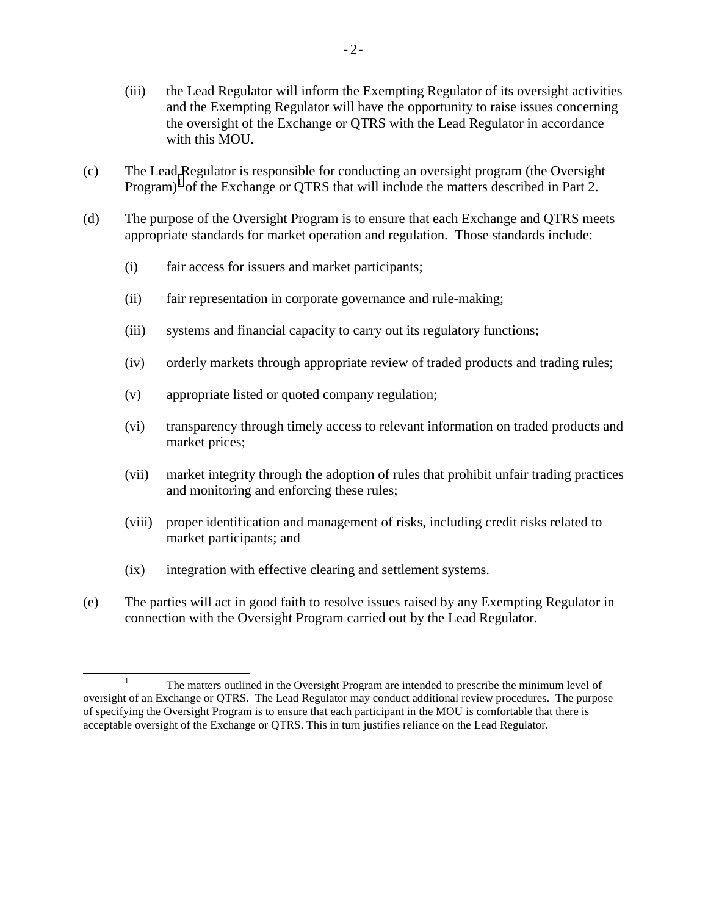(iii) the Lead Regulator will inform the Exempting Regulator of its oversight activities and the Exempting Regulator will have the opportunity to raise issues concerning the oversight of the Exchange or QTRS with the Lead Regulator in accordance with this MOU.

(c) The Lead Regulator is responsible for conducting an oversight program (the Oversight Program)[1] of the Exchange or QTRS that will include the matters described in Part 2.

(d) The purpose of the Oversight Program is to ensure that each Exchange and QTRS meets appropriate standards for market operation and regulation. Those standards include:

(i) fair access for issuers and market participants;

(ii) fair representation in corporate governance and rule-making;

(iii) systems and financial capacity to carry out its regulatory functions;

(iv) orderly markets through appropriate review of traded products and trading rules;

(v) appropriate listed or quoted company regulation;

(vi) transparency through timely access to relevant information on traded products and market prices;

(vii) market integrity through the adoption of rules that prohibit unfair trading practices and monitoring and enforcing these rules;

(viii) proper identification and management of risks, including credit risks related to market participants; and

(ix) integration with effective clearing and settlement systems.

(e) The parties will act in good faith to resolve issues raised by any Exempting Regulator in connection with the Oversight Program carried out by the Lead Regulator.

---

[1] The matters outlined in the Oversight Program are intended to prescribe the minimum level of oversight of an Exchange or QTRS. The Lead Regulator may conduct additional review procedures. The purpose of specifying the Oversight Program is to ensure that each participant in the MOU is comfortable that there is acceptable oversight of the Exchange or QTRS. This in turn justifies reliance on the Lead Regulator.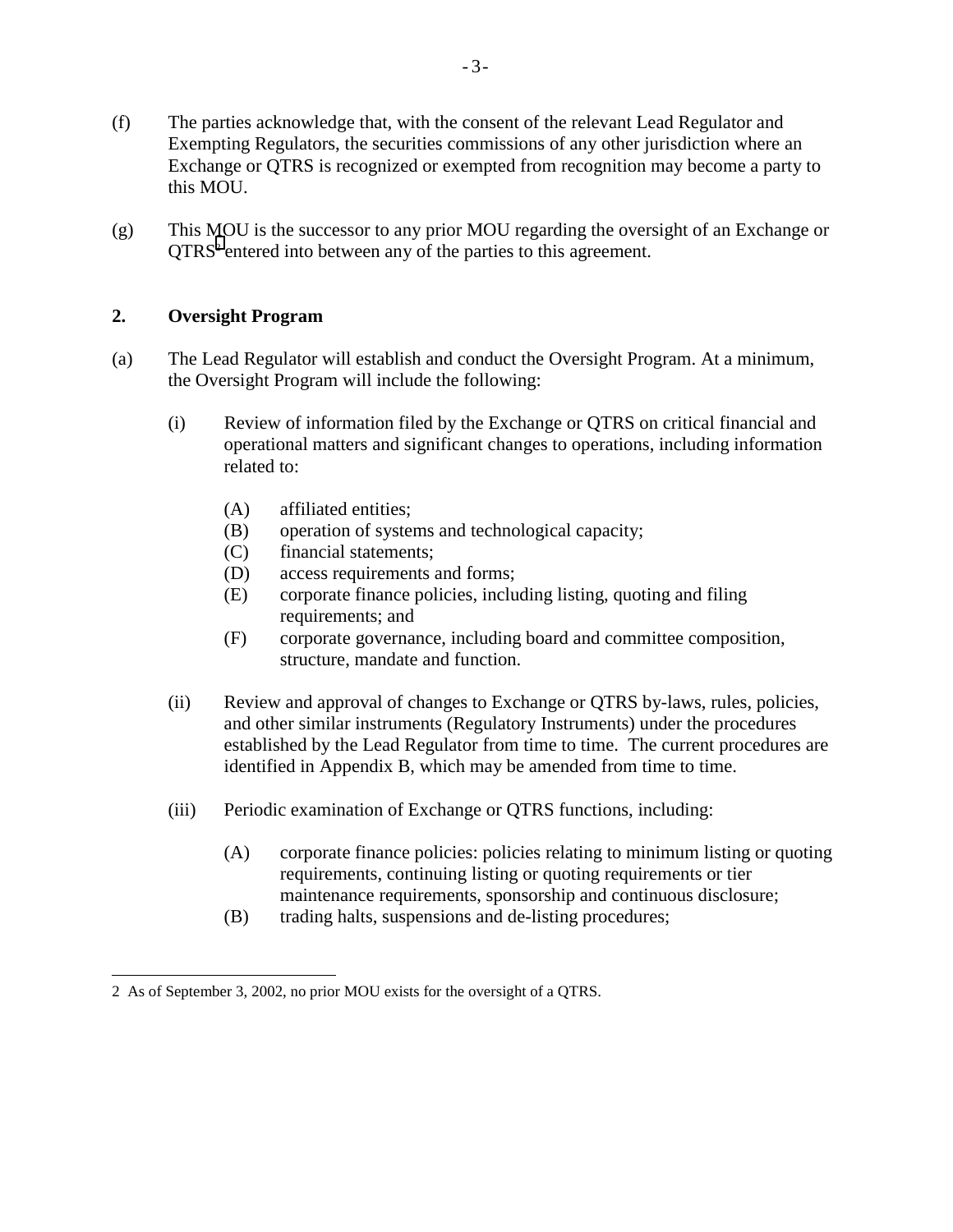(f) The parties acknowledge that, with the consent of the relevant Lead Regulator and Exempting Regulators, the securities commissions of any other jurisdiction where an Exchange or QTRS is recognized or exempted from recognition may become a party to this MOU.

(g) This MOU is the successor to any prior MOU regarding the oversight of an Exchange or QTRS[2] entered into between any of the parties to this agreement.

## 2. Oversight Program

(a) The Lead Regulator will establish and conduct the Oversight Program. At a minimum, the Oversight Program will include the following:

(i) Review of information filed by the Exchange or QTRS on critical financial and operational matters and significant changes to operations, including information related to:

(A) affiliated entities;
(B) operation of systems and technological capacity;
(C) financial statements;
(D) access requirements and forms;
(E) corporate finance policies, including listing, quoting and filing requirements; and
(F) corporate governance, including board and committee composition, structure, mandate and function.

(ii) Review and approval of changes to Exchange or QTRS by-laws, rules, policies, and other similar instruments (Regulatory Instruments) under the procedures established by the Lead Regulator from time to time. The current procedures are identified in Appendix B, which may be amended from time to time.

(iii) Periodic examination of Exchange or QTRS functions, including:

(A) corporate finance policies: policies relating to minimum listing or quoting requirements, continuing listing or quoting requirements or tier maintenance requirements, sponsorship and continuous disclosure;
(B) trading halts, suspensions and de-listing procedures;

---

2 As of September 3, 2002, no prior MOU exists for the oversight of a QTRS.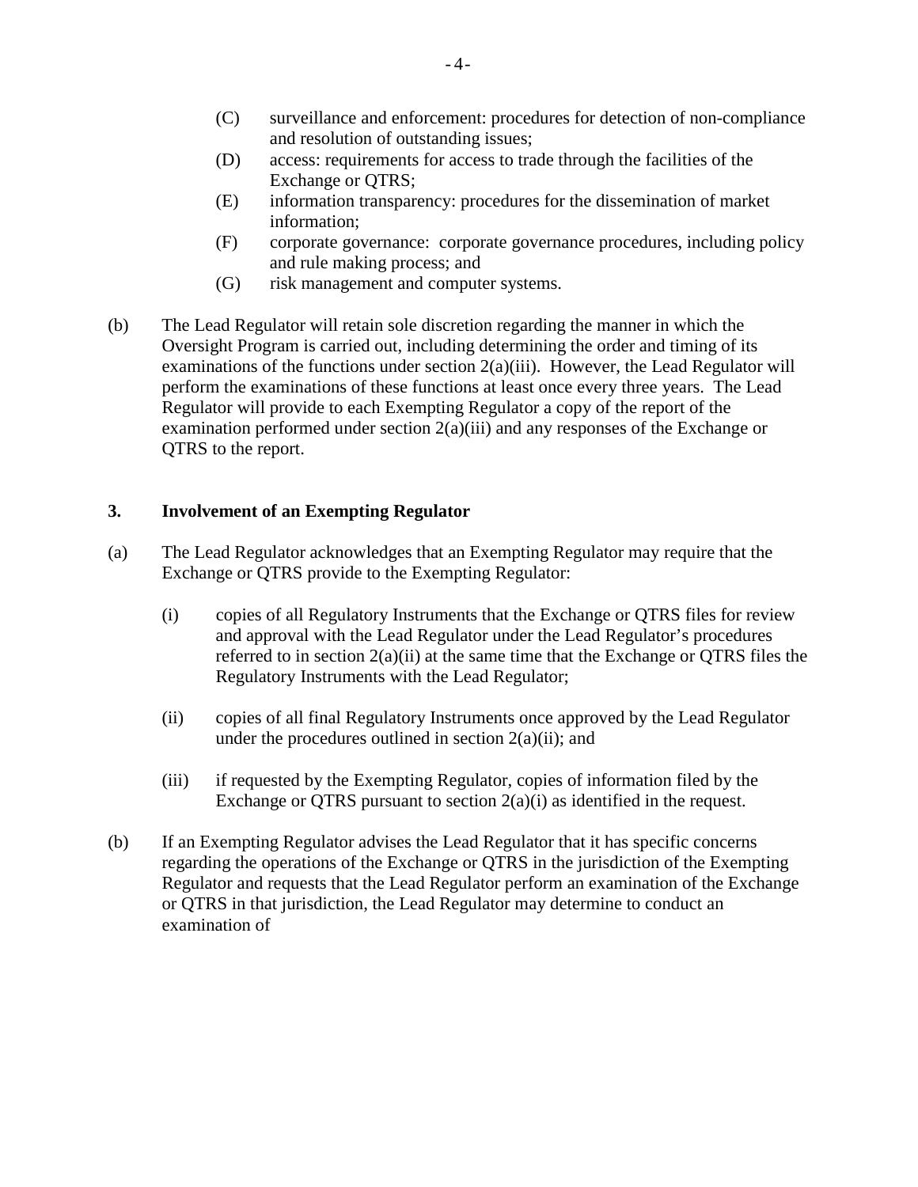(C) surveillance and enforcement: procedures for detection of non-compliance and resolution of outstanding issues;

(D) access: requirements for access to trade through the facilities of the Exchange or QTRS;

(E) information transparency: procedures for the dissemination of market information;

(F) corporate governance: corporate governance procedures, including policy and rule making process; and

(G) risk management and computer systems.

(b) The Lead Regulator will retain sole discretion regarding the manner in which the Oversight Program is carried out, including determining the order and timing of its examinations of the functions under section 2(a)(iii). However, the Lead Regulator will perform the examinations of these functions at least once every three years. The Lead Regulator will provide to each Exempting Regulator a copy of the report of the examination performed under section 2(a)(iii) and any responses of the Exchange or QTRS to the report.

## 3. Involvement of an Exempting Regulator

(a) The Lead Regulator acknowledges that an Exempting Regulator may require that the Exchange or QTRS provide to the Exempting Regulator:

(i) copies of all Regulatory Instruments that the Exchange or QTRS files for review and approval with the Lead Regulator under the Lead Regulator's procedures referred to in section 2(a)(ii) at the same time that the Exchange or QTRS files the Regulatory Instruments with the Lead Regulator;

(ii) copies of all final Regulatory Instruments once approved by the Lead Regulator under the procedures outlined in section 2(a)(ii); and

(iii) if requested by the Exempting Regulator, copies of information filed by the Exchange or QTRS pursuant to section 2(a)(i) as identified in the request.

(b) If an Exempting Regulator advises the Lead Regulator that it has specific concerns regarding the operations of the Exchange or QTRS in the jurisdiction of the Exempting Regulator and requests that the Lead Regulator perform an examination of the Exchange or QTRS in that jurisdiction, the Lead Regulator may determine to conduct an examination of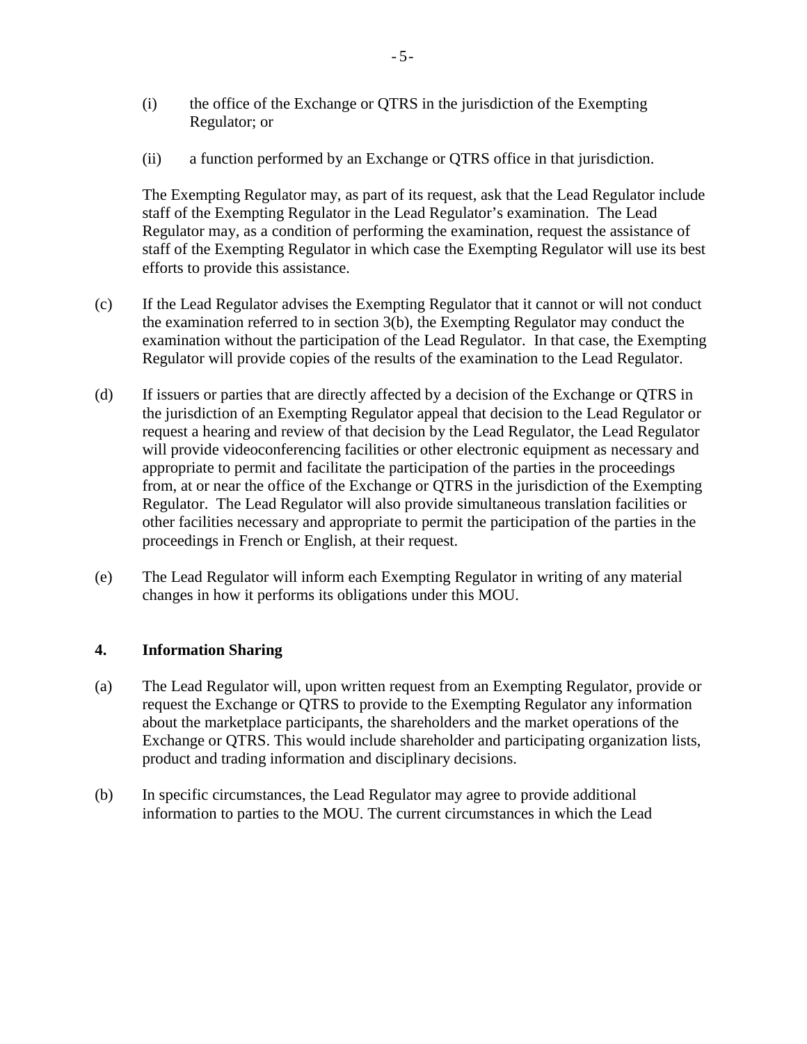(i) the office of the Exchange or QTRS in the jurisdiction of the Exempting Regulator; or

(ii) a function performed by an Exchange or QTRS office in that jurisdiction.

The Exempting Regulator may, as part of its request, ask that the Lead Regulator include staff of the Exempting Regulator in the Lead Regulator's examination. The Lead Regulator may, as a condition of performing the examination, request the assistance of staff of the Exempting Regulator in which case the Exempting Regulator will use its best efforts to provide this assistance.

(c) If the Lead Regulator advises the Exempting Regulator that it cannot or will not conduct the examination referred to in section 3(b), the Exempting Regulator may conduct the examination without the participation of the Lead Regulator. In that case, the Exempting Regulator will provide copies of the results of the examination to the Lead Regulator.

(d) If issuers or parties that are directly affected by a decision of the Exchange or QTRS in the jurisdiction of an Exempting Regulator appeal that decision to the Lead Regulator or request a hearing and review of that decision by the Lead Regulator, the Lead Regulator will provide videoconferencing facilities or other electronic equipment as necessary and appropriate to permit and facilitate the participation of the parties in the proceedings from, at or near the office of the Exchange or QTRS in the jurisdiction of the Exempting Regulator. The Lead Regulator will also provide simultaneous translation facilities or other facilities necessary and appropriate to permit the participation of the parties in the proceedings in French or English, at their request.

(e) The Lead Regulator will inform each Exempting Regulator in writing of any material changes in how it performs its obligations under this MOU.

## 4. Information Sharing

(a) The Lead Regulator will, upon written request from an Exempting Regulator, provide or request the Exchange or QTRS to provide to the Exempting Regulator any information about the marketplace participants, the shareholders and the market operations of the Exchange or QTRS. This would include shareholder and participating organization lists, product and trading information and disciplinary decisions.

(b) In specific circumstances, the Lead Regulator may agree to provide additional information to parties to the MOU. The current circumstances in which the Lead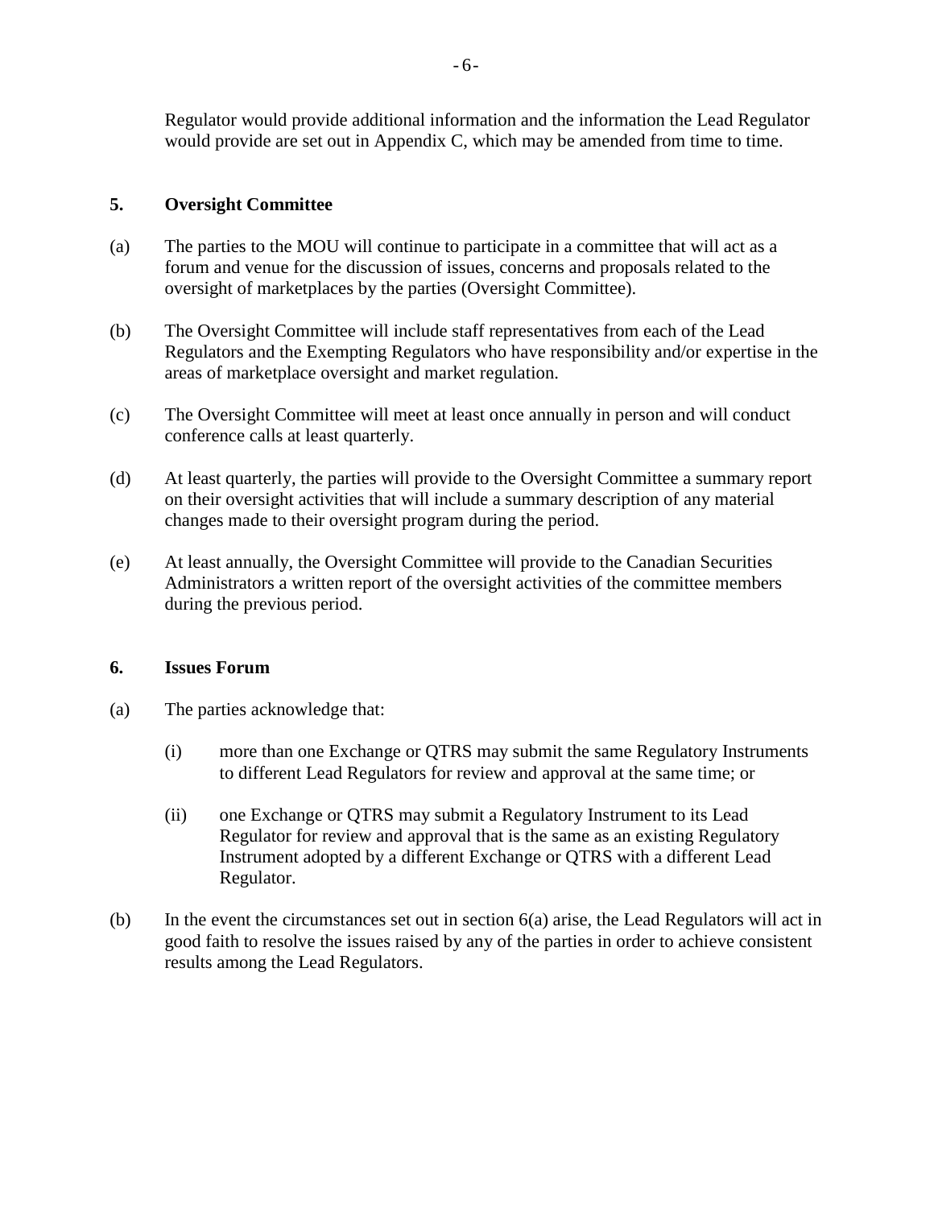Regulator would provide additional information and the information the Lead Regulator would provide are set out in Appendix C, which may be amended from time to time.

## 5. Oversight Committee

(a) The parties to the MOU will continue to participate in a committee that will act as a forum and venue for the discussion of issues, concerns and proposals related to the oversight of marketplaces by the parties (Oversight Committee).

(b) The Oversight Committee will include staff representatives from each of the Lead Regulators and the Exempting Regulators who have responsibility and/or expertise in the areas of marketplace oversight and market regulation.

(c) The Oversight Committee will meet at least once annually in person and will conduct conference calls at least quarterly.

(d) At least quarterly, the parties will provide to the Oversight Committee a summary report on their oversight activities that will include a summary description of any material changes made to their oversight program during the period.

(e) At least annually, the Oversight Committee will provide to the Canadian Securities Administrators a written report of the oversight activities of the committee members during the previous period.

## 6. Issues Forum

(a) The parties acknowledge that:

- (i) more than one Exchange or QTRS may submit the same Regulatory Instruments to different Lead Regulators for review and approval at the same time; or

- (ii) one Exchange or QTRS may submit a Regulatory Instrument to its Lead Regulator for review and approval that is the same as an existing Regulatory Instrument adopted by a different Exchange or QTRS with a different Lead Regulator.

(b) In the event the circumstances set out in section 6(a) arise, the Lead Regulators will act in good faith to resolve the issues raised by any of the parties in order to achieve consistent results among the Lead Regulators.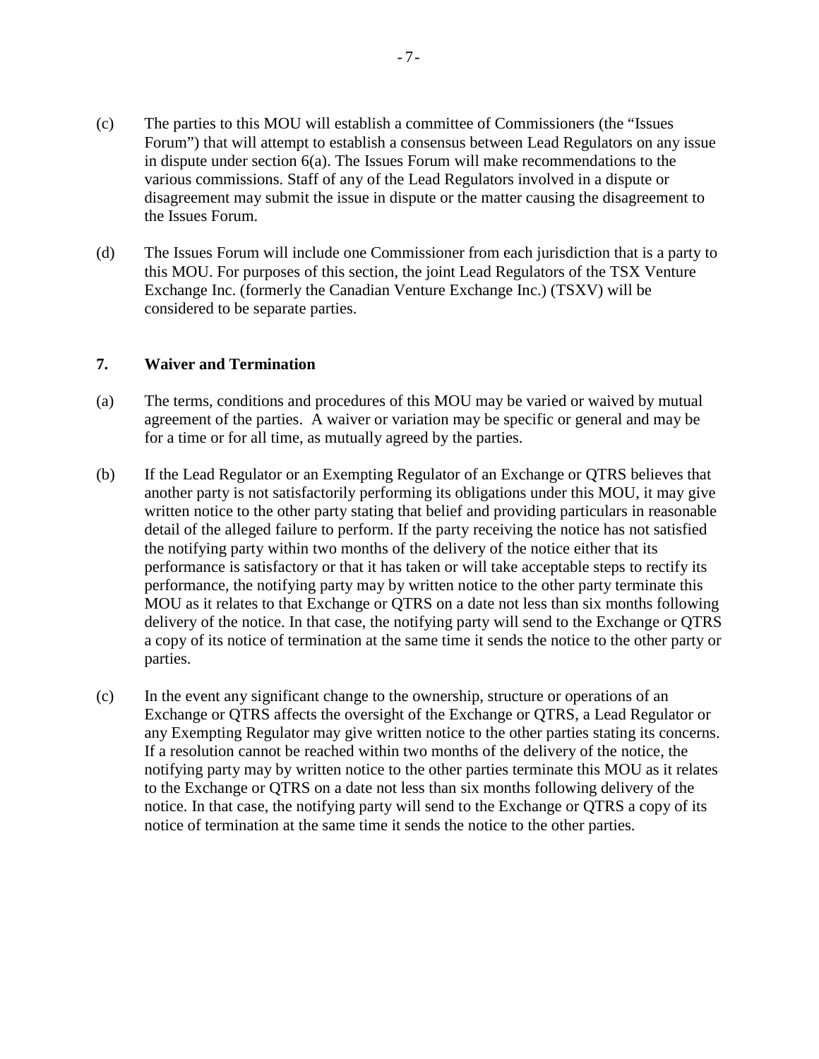(c) The parties to this MOU will establish a committee of Commissioners (the "Issues Forum") that will attempt to establish a consensus between Lead Regulators on any issue in dispute under section 6(a). The Issues Forum will make recommendations to the various commissions. Staff of any of the Lead Regulators involved in a dispute or disagreement may submit the issue in dispute or the matter causing the disagreement to the Issues Forum.

(d) The Issues Forum will include one Commissioner from each jurisdiction that is a party to this MOU. For purposes of this section, the joint Lead Regulators of the TSX Venture Exchange Inc. (formerly the Canadian Venture Exchange Inc.) (TSXV) will be considered to be separate parties.

## 7. Waiver and Termination

(a) The terms, conditions and procedures of this MOU may be varied or waived by mutual agreement of the parties. A waiver or variation may be specific or general and may be for a time or for all time, as mutually agreed by the parties.

(b) If the Lead Regulator or an Exempting Regulator of an Exchange or QTRS believes that another party is not satisfactorily performing its obligations under this MOU, it may give written notice to the other party stating that belief and providing particulars in reasonable detail of the alleged failure to perform. If the party receiving the notice has not satisfied the notifying party within two months of the delivery of the notice either that its performance is satisfactory or that it has taken or will take acceptable steps to rectify its performance, the notifying party may by written notice to the other party terminate this MOU as it relates to that Exchange or QTRS on a date not less than six months following delivery of the notice. In that case, the notifying party will send to the Exchange or QTRS a copy of its notice of termination at the same time it sends the notice to the other party or parties.

(c) In the event any significant change to the ownership, structure or operations of an Exchange or QTRS affects the oversight of the Exchange or QTRS, a Lead Regulator or any Exempting Regulator may give written notice to the other parties stating its concerns. If a resolution cannot be reached within two months of the delivery of the notice, the notifying party may by written notice to the other parties terminate this MOU as it relates to the Exchange or QTRS on a date not less than six months following delivery of the notice. In that case, the notifying party will send to the Exchange or QTRS a copy of its notice of termination at the same time it sends the notice to the other parties.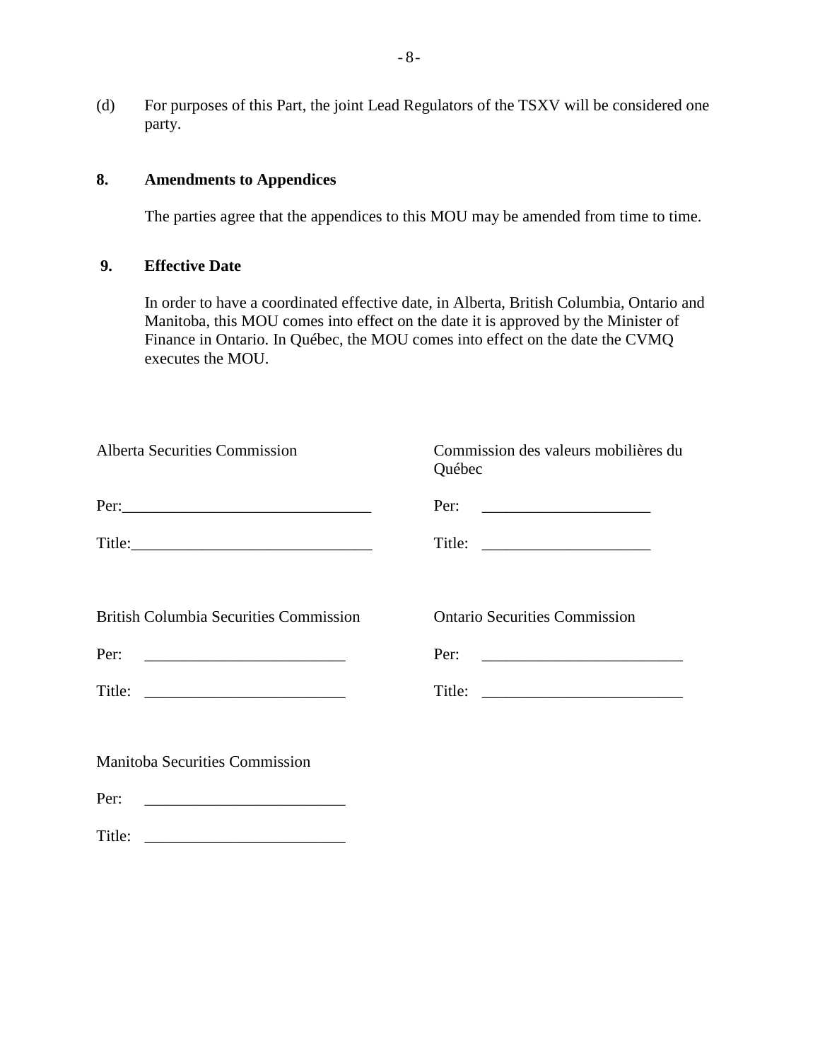(d) For purposes of this Part, the joint Lead Regulators of the TSXV will be considered one party.

**8. Amendments to Appendices**

The parties agree that the appendices to this MOU may be amended from time to time.

**9. Effective Date**

In order to have a coordinated effective date, in Alberta, British Columbia, Ontario and Manitoba, this MOU comes into effect on the date it is approved by the Minister of Finance in Ontario. In Québec, the MOU comes into effect on the date the CVMQ executes the MOU.

Alberta Securities Commission

Per:_______________________________

Title:_______________________________

Commission des valeurs mobilières du Québec

Per: _____________________

Title: _____________________

British Columbia Securities Commission

Per: _________________________

Title: _________________________

Ontario Securities Commission

Per: _________________________

Title: _________________________

Manitoba Securities Commission

Per: _________________________

Title: _________________________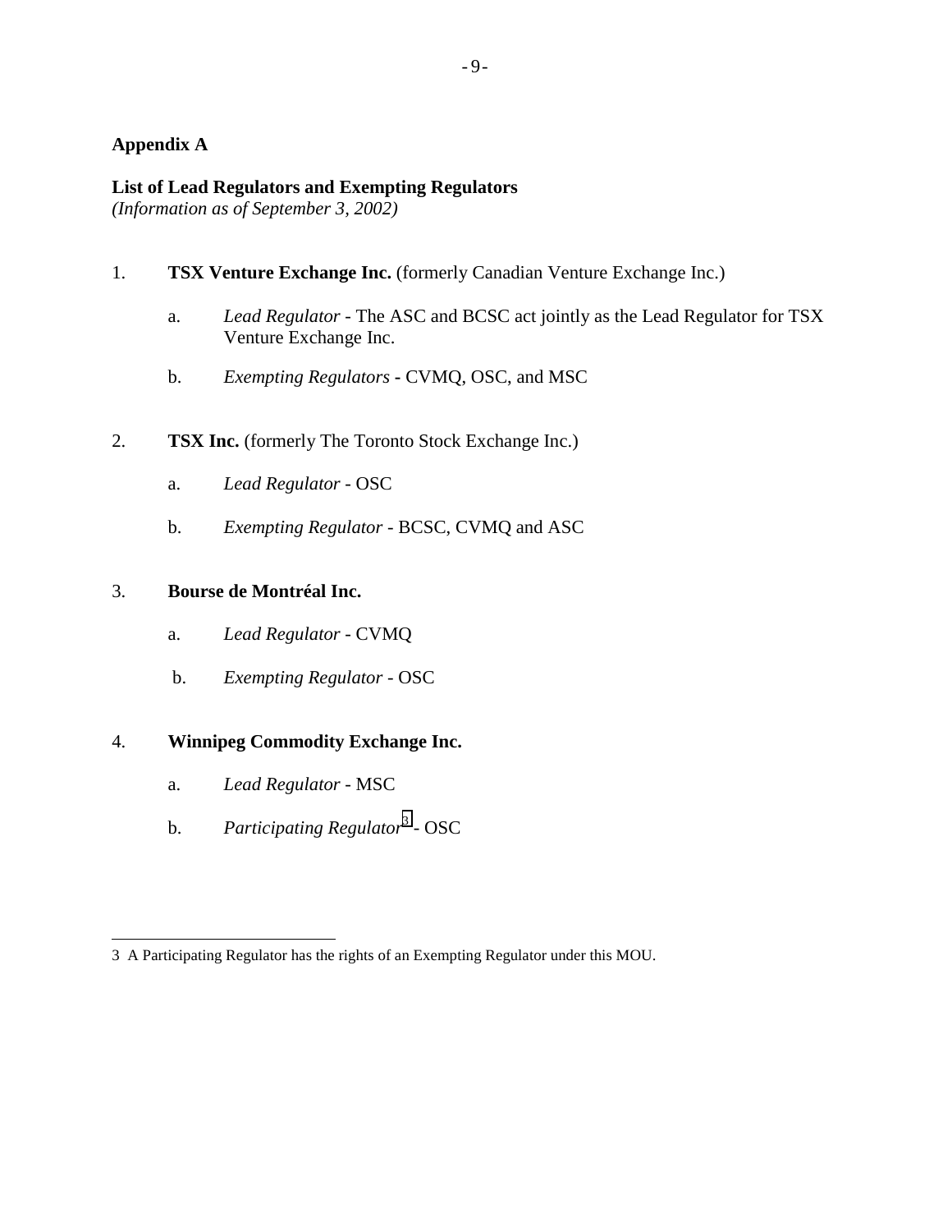## Appendix A

**List of Lead Regulators and Exempting Regulators**
*(Information as of September 3, 2002)*

1. **TSX Venture Exchange Inc.** (formerly Canadian Venture Exchange Inc.)

   a. *Lead Regulator* - The ASC and BCSC act jointly as the Lead Regulator for TSX Venture Exchange Inc.

   b. *Exempting Regulators* **-** CVMQ, OSC, and MSC

2. **TSX Inc.** (formerly The Toronto Stock Exchange Inc.)

   a. *Lead Regulator* - OSC

   b. *Exempting Regulator* - BCSC, CVMQ and ASC

3. **Bourse de Montréal Inc.**

   a. *Lead Regulator* - CVMQ

   b. *Exempting Regulator* - OSC

4. **Winnipeg Commodity Exchange Inc.**

   a. *Lead Regulator* - MSC

   b. *Participating Regulator*[3] - OSC

---

3 A Participating Regulator has the rights of an Exempting Regulator under this MOU.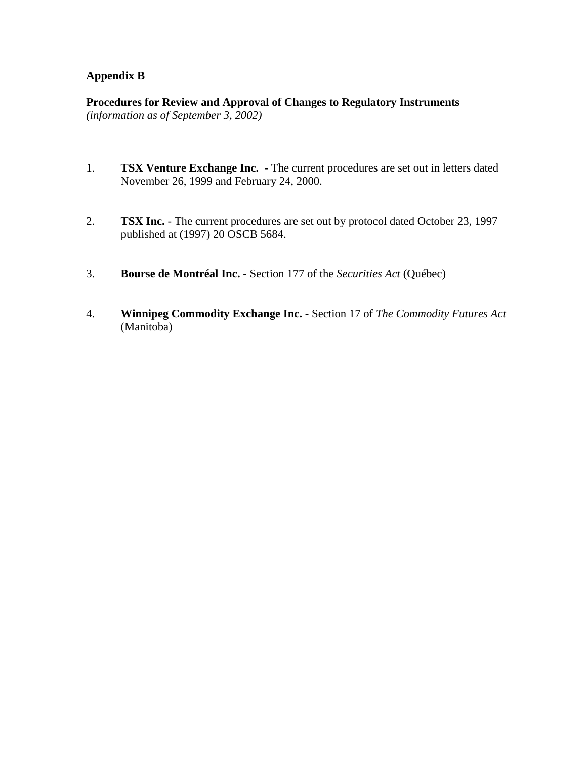**Appendix B**

**Procedures for Review and Approval of Changes to Regulatory Instruments**
*(information as of September 3, 2002)*

1. **TSX Venture Exchange Inc.** - The current procedures are set out in letters dated November 26, 1999 and February 24, 2000.

2. **TSX Inc.** - The current procedures are set out by protocol dated October 23, 1997 published at (1997) 20 OSCB 5684.

3. **Bourse de Montréal Inc.** - Section 177 of the *Securities Act* (Québec)

4. **Winnipeg Commodity Exchange Inc.** - Section 17 of *The Commodity Futures Act* (Manitoba)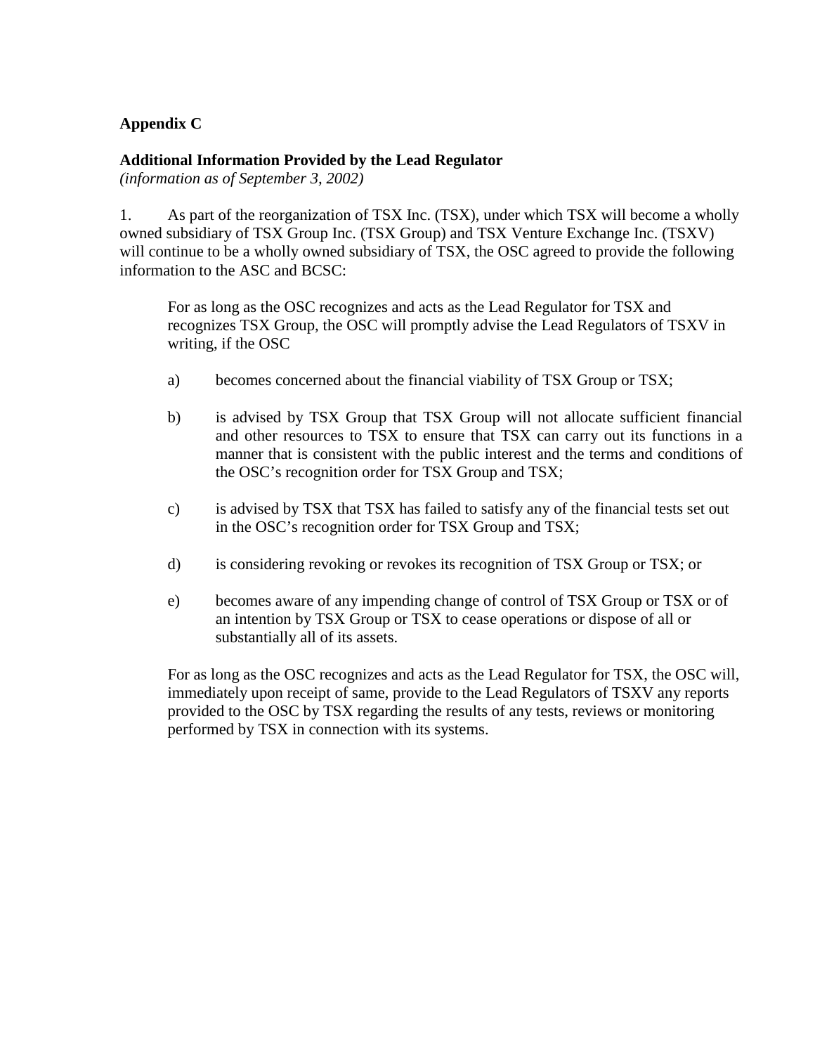**Appendix C**

**Additional Information Provided by the Lead Regulator**
*(information as of September 3, 2002)*

1. As part of the reorganization of TSX Inc. (TSX), under which TSX will become a wholly owned subsidiary of TSX Group Inc. (TSX Group) and TSX Venture Exchange Inc. (TSXV) will continue to be a wholly owned subsidiary of TSX, the OSC agreed to provide the following information to the ASC and BCSC:

> For as long as the OSC recognizes and acts as the Lead Regulator for TSX and recognizes TSX Group, the OSC will promptly advise the Lead Regulators of TSXV in writing, if the OSC
>
> a) becomes concerned about the financial viability of TSX Group or TSX;
>
> b) is advised by TSX Group that TSX Group will not allocate sufficient financial and other resources to TSX to ensure that TSX can carry out its functions in a manner that is consistent with the public interest and the terms and conditions of the OSC's recognition order for TSX Group and TSX;
>
> c) is advised by TSX that TSX has failed to satisfy any of the financial tests set out in the OSC's recognition order for TSX Group and TSX;
>
> d) is considering revoking or revokes its recognition of TSX Group or TSX; or
>
> e) becomes aware of any impending change of control of TSX Group or TSX or of an intention by TSX Group or TSX to cease operations or dispose of all or substantially all of its assets.
>
> For as long as the OSC recognizes and acts as the Lead Regulator for TSX, the OSC will, immediately upon receipt of same, provide to the Lead Regulators of TSXV any reports provided to the OSC by TSX regarding the results of any tests, reviews or monitoring performed by TSX in connection with its systems.